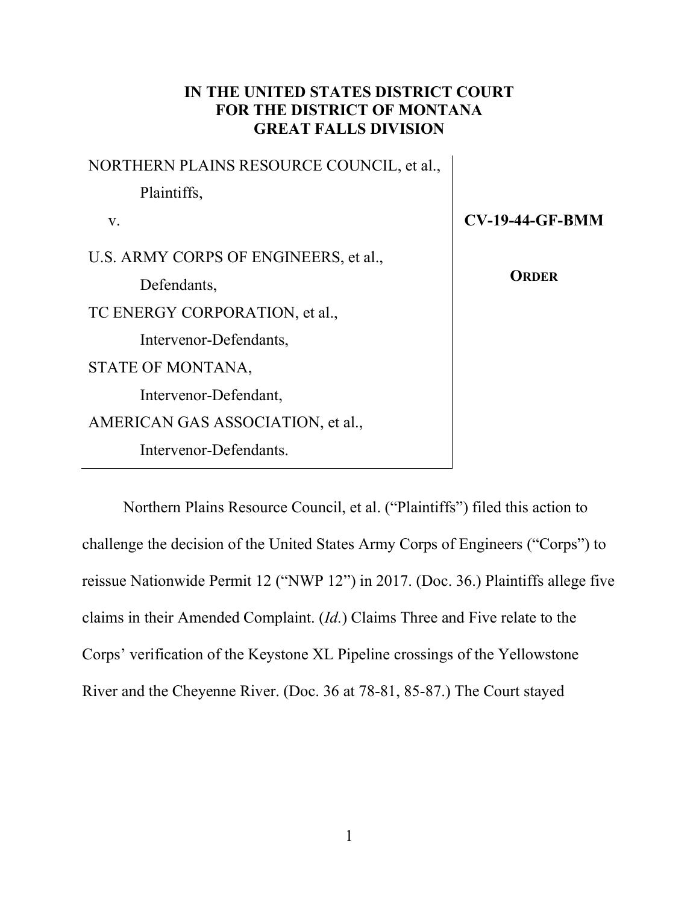**IN THE UNITED STATES DISTRICT COURT**
**FOR THE DISTRICT OF MONTANA**
**GREAT FALLS DIVISION**

| | |
|---|---|
| NORTHERN PLAINS RESOURCE COUNCIL, et al., Plaintiffs, | |
| v. | **CV-19-44-GF-BMM** |
| U.S. ARMY CORPS OF ENGINEERS, et al., Defendants, | **ORDER** |
| TC ENERGY CORPORATION, et al., Intervenor-Defendants, | |
| STATE OF MONTANA, Intervenor-Defendant, | |
| AMERICAN GAS ASSOCIATION, et al., Intervenor-Defendants. | |

Northern Plains Resource Council, et al. ("Plaintiffs") filed this action to challenge the decision of the United States Army Corps of Engineers ("Corps") to reissue Nationwide Permit 12 ("NWP 12") in 2017. (Doc. 36.) Plaintiffs allege five claims in their Amended Complaint. (*Id.*) Claims Three and Five relate to the Corps' verification of the Keystone XL Pipeline crossings of the Yellowstone River and the Cheyenne River. (Doc. 36 at 78-81, 85-87.) The Court stayed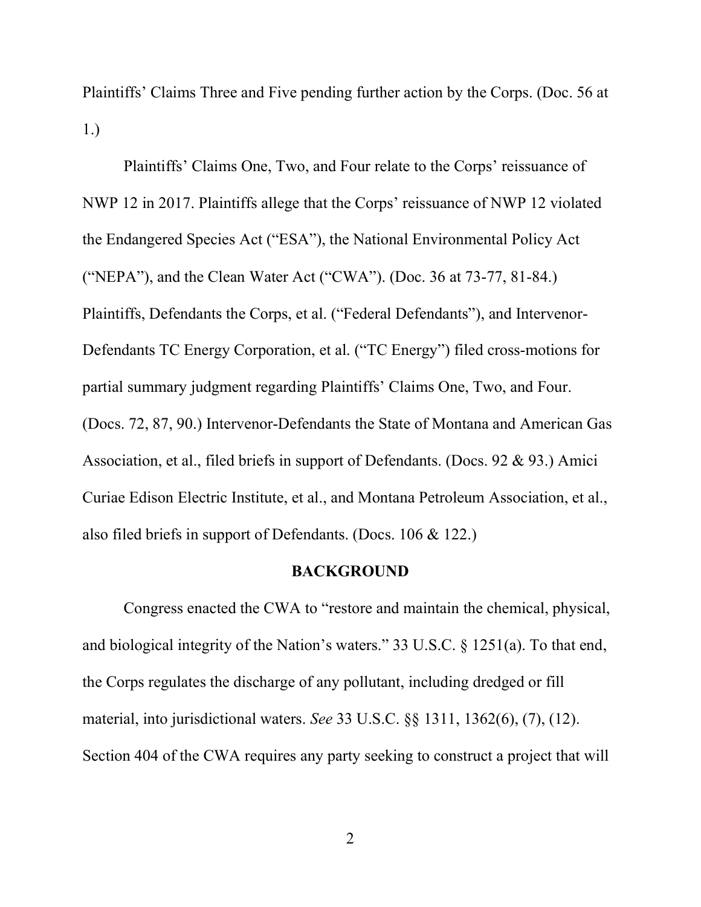Plaintiffs' Claims Three and Five pending further action by the Corps. (Doc. 56 at 1.)

Plaintiffs' Claims One, Two, and Four relate to the Corps' reissuance of NWP 12 in 2017. Plaintiffs allege that the Corps' reissuance of NWP 12 violated the Endangered Species Act ("ESA"), the National Environmental Policy Act ("NEPA"), and the Clean Water Act ("CWA"). (Doc. 36 at 73-77, 81-84.) Plaintiffs, Defendants the Corps, et al. ("Federal Defendants"), and Intervenor-Defendants TC Energy Corporation, et al. ("TC Energy") filed cross-motions for partial summary judgment regarding Plaintiffs' Claims One, Two, and Four. (Docs. 72, 87, 90.) Intervenor-Defendants the State of Montana and American Gas Association, et al., filed briefs in support of Defendants. (Docs. 92 & 93.) Amici Curiae Edison Electric Institute, et al., and Montana Petroleum Association, et al., also filed briefs in support of Defendants. (Docs. 106 & 122.)

## BACKGROUND

Congress enacted the CWA to "restore and maintain the chemical, physical, and biological integrity of the Nation's waters." 33 U.S.C. § 1251(a). To that end, the Corps regulates the discharge of any pollutant, including dredged or fill material, into jurisdictional waters. *See* 33 U.S.C. §§ 1311, 1362(6), (7), (12). Section 404 of the CWA requires any party seeking to construct a project that will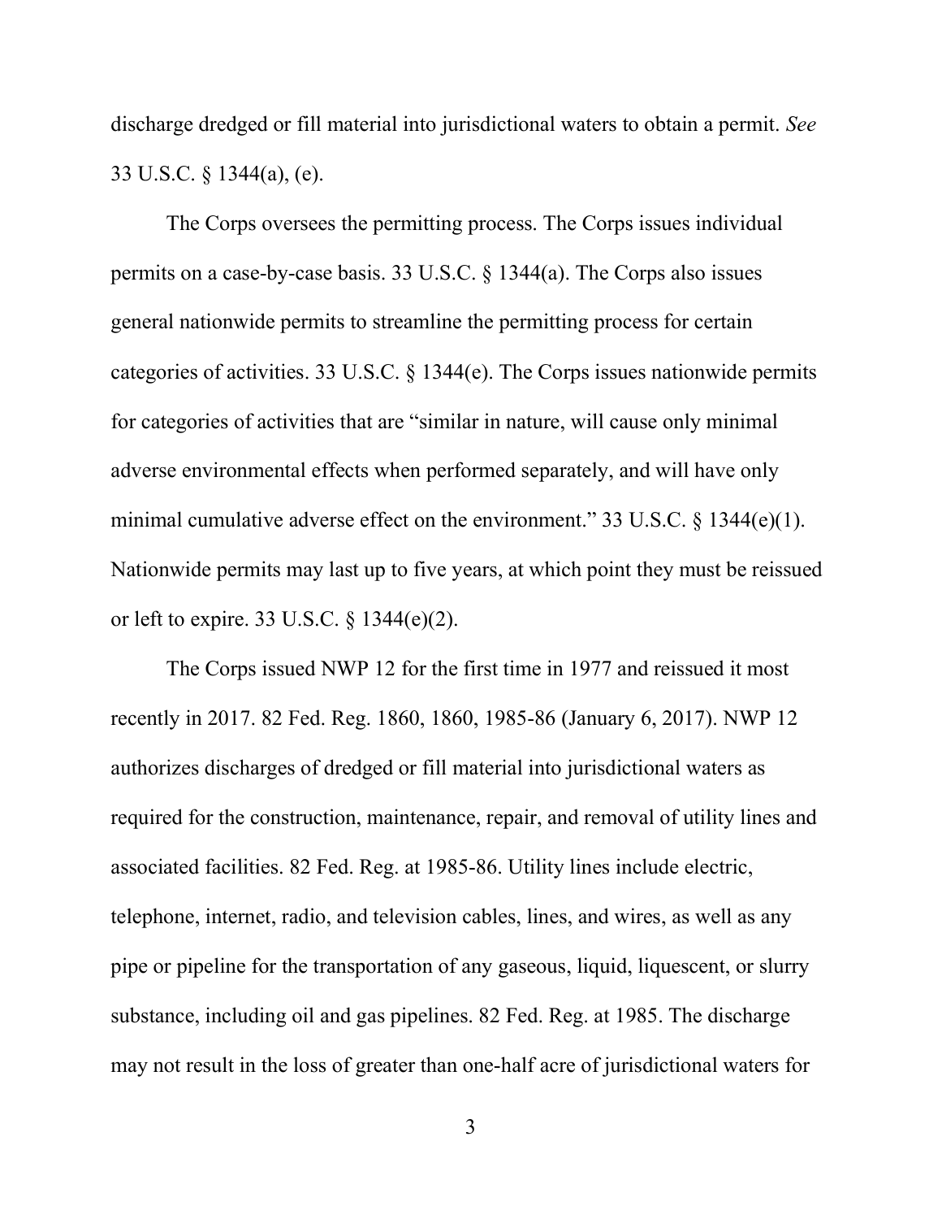discharge dredged or fill material into jurisdictional waters to obtain a permit. *See* 33 U.S.C. § 1344(a), (e).

The Corps oversees the permitting process. The Corps issues individual permits on a case-by-case basis. 33 U.S.C. § 1344(a). The Corps also issues general nationwide permits to streamline the permitting process for certain categories of activities. 33 U.S.C. § 1344(e). The Corps issues nationwide permits for categories of activities that are "similar in nature, will cause only minimal adverse environmental effects when performed separately, and will have only minimal cumulative adverse effect on the environment." 33 U.S.C. § 1344(e)(1). Nationwide permits may last up to five years, at which point they must be reissued or left to expire. 33 U.S.C. § 1344(e)(2).

The Corps issued NWP 12 for the first time in 1977 and reissued it most recently in 2017. 82 Fed. Reg. 1860, 1860, 1985-86 (January 6, 2017). NWP 12 authorizes discharges of dredged or fill material into jurisdictional waters as required for the construction, maintenance, repair, and removal of utility lines and associated facilities. 82 Fed. Reg. at 1985-86. Utility lines include electric, telephone, internet, radio, and television cables, lines, and wires, as well as any pipe or pipeline for the transportation of any gaseous, liquid, liquescent, or slurry substance, including oil and gas pipelines. 82 Fed. Reg. at 1985. The discharge may not result in the loss of greater than one-half acre of jurisdictional waters for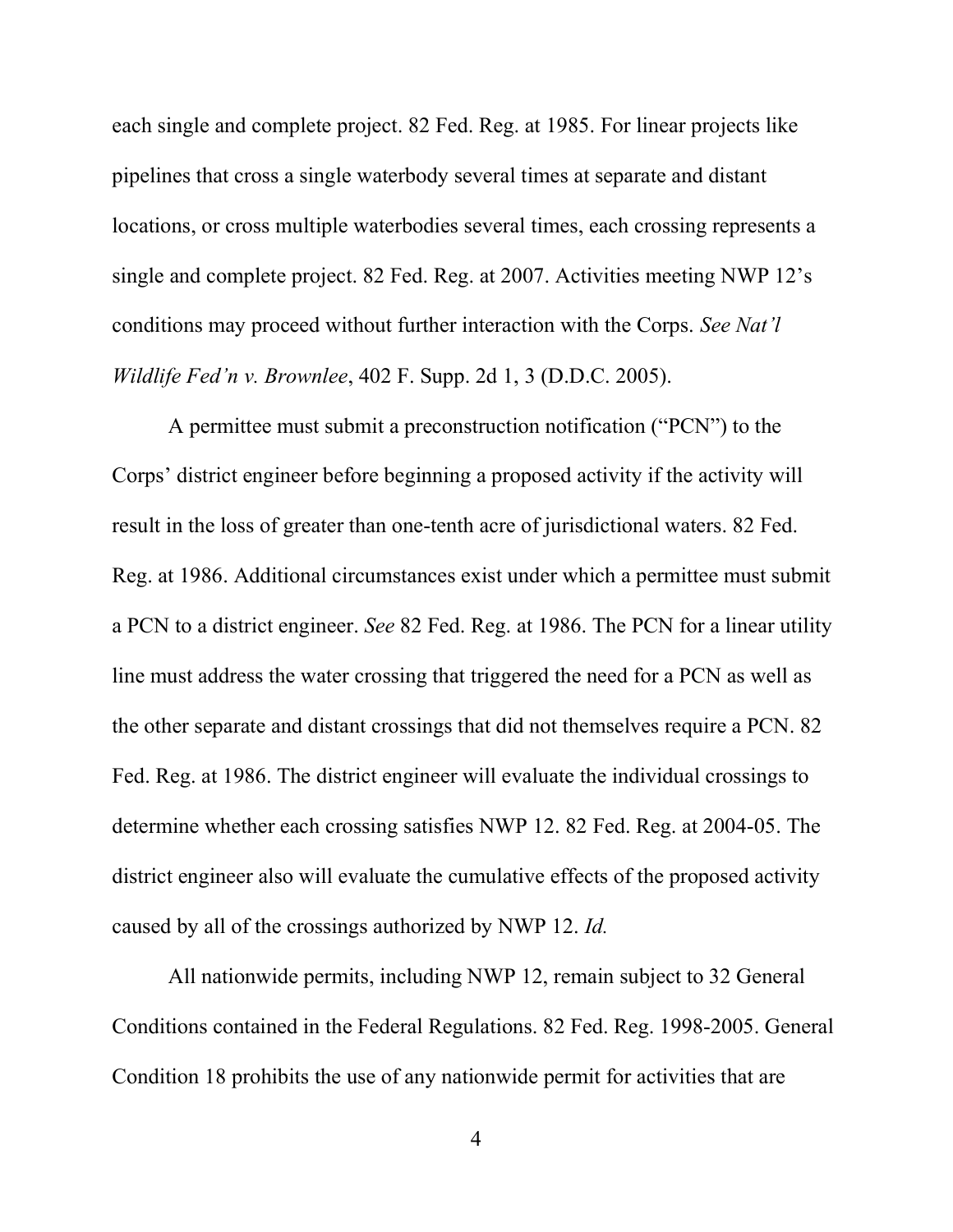each single and complete project. 82 Fed. Reg. at 1985. For linear projects like pipelines that cross a single waterbody several times at separate and distant locations, or cross multiple waterbodies several times, each crossing represents a single and complete project. 82 Fed. Reg. at 2007. Activities meeting NWP 12's conditions may proceed without further interaction with the Corps. *See Nat'l Wildlife Fed'n v. Brownlee*, 402 F. Supp. 2d 1, 3 (D.D.C. 2005).

A permittee must submit a preconstruction notification ("PCN") to the Corps' district engineer before beginning a proposed activity if the activity will result in the loss of greater than one-tenth acre of jurisdictional waters. 82 Fed. Reg. at 1986. Additional circumstances exist under which a permittee must submit a PCN to a district engineer. *See* 82 Fed. Reg. at 1986. The PCN for a linear utility line must address the water crossing that triggered the need for a PCN as well as the other separate and distant crossings that did not themselves require a PCN. 82 Fed. Reg. at 1986. The district engineer will evaluate the individual crossings to determine whether each crossing satisfies NWP 12. 82 Fed. Reg. at 2004-05. The district engineer also will evaluate the cumulative effects of the proposed activity caused by all of the crossings authorized by NWP 12. *Id.*

All nationwide permits, including NWP 12, remain subject to 32 General Conditions contained in the Federal Regulations. 82 Fed. Reg. 1998-2005. General Condition 18 prohibits the use of any nationwide permit for activities that are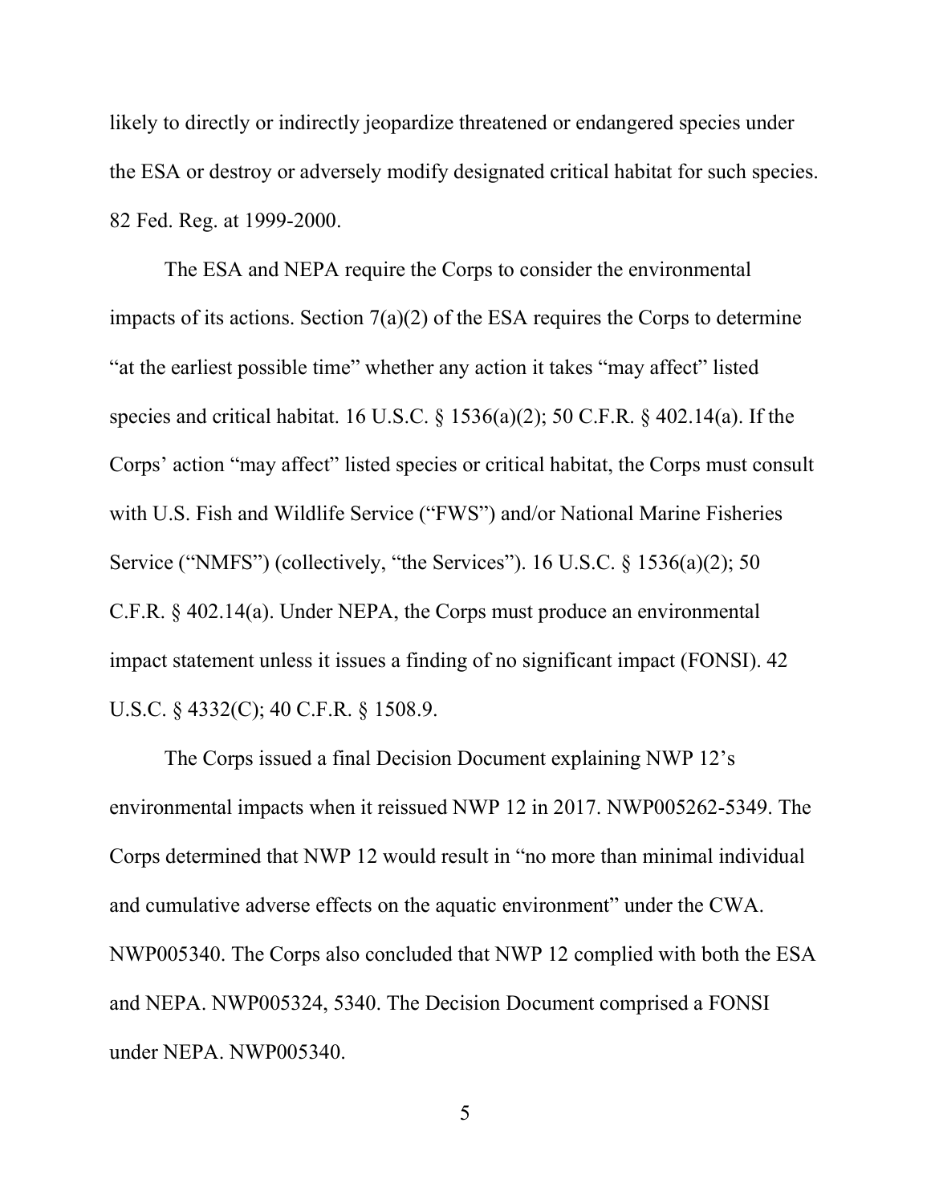likely to directly or indirectly jeopardize threatened or endangered species under the ESA or destroy or adversely modify designated critical habitat for such species. 82 Fed. Reg. at 1999-2000.

The ESA and NEPA require the Corps to consider the environmental impacts of its actions. Section 7(a)(2) of the ESA requires the Corps to determine "at the earliest possible time" whether any action it takes "may affect" listed species and critical habitat. 16 U.S.C. § 1536(a)(2); 50 C.F.R. § 402.14(a). If the Corps' action "may affect" listed species or critical habitat, the Corps must consult with U.S. Fish and Wildlife Service ("FWS") and/or National Marine Fisheries Service ("NMFS") (collectively, "the Services"). 16 U.S.C. § 1536(a)(2); 50 C.F.R. § 402.14(a). Under NEPA, the Corps must produce an environmental impact statement unless it issues a finding of no significant impact (FONSI). 42 U.S.C. § 4332(C); 40 C.F.R. § 1508.9.

The Corps issued a final Decision Document explaining NWP 12's environmental impacts when it reissued NWP 12 in 2017. NWP005262-5349. The Corps determined that NWP 12 would result in "no more than minimal individual and cumulative adverse effects on the aquatic environment" under the CWA. NWP005340. The Corps also concluded that NWP 12 complied with both the ESA and NEPA. NWP005324, 5340. The Decision Document comprised a FONSI under NEPA. NWP005340.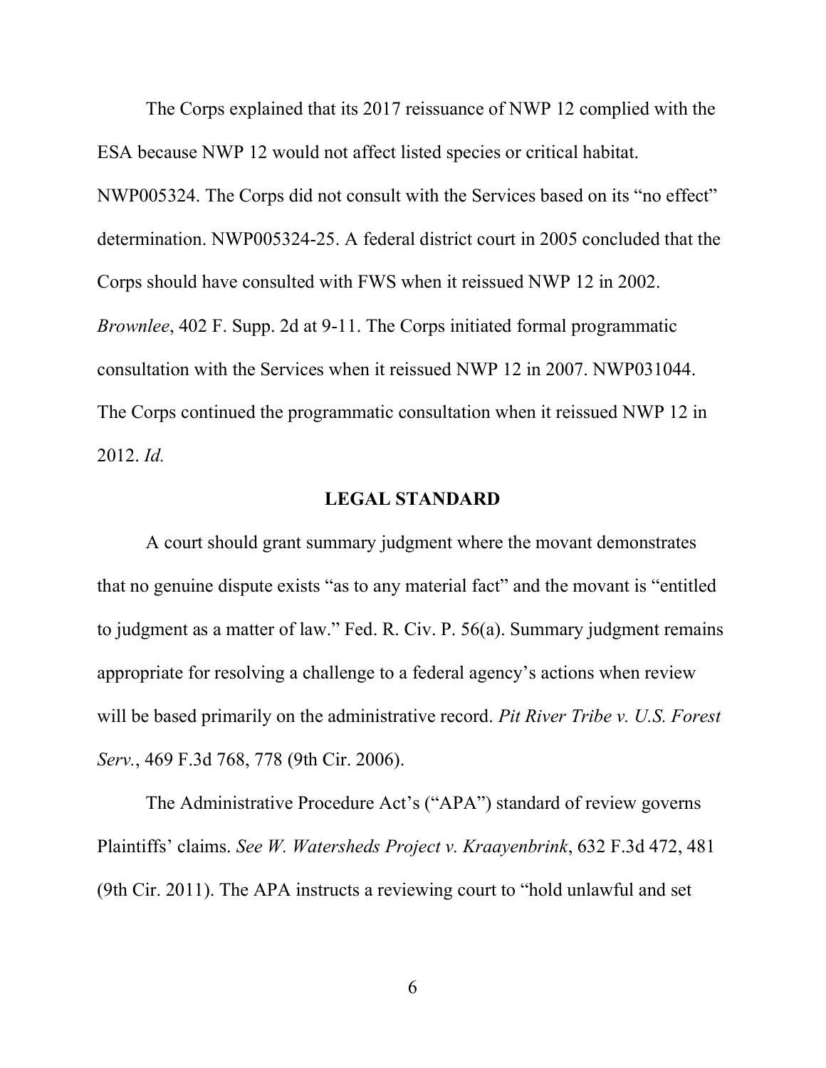The Corps explained that its 2017 reissuance of NWP 12 complied with the ESA because NWP 12 would not affect listed species or critical habitat. NWP005324. The Corps did not consult with the Services based on its "no effect" determination. NWP005324-25. A federal district court in 2005 concluded that the Corps should have consulted with FWS when it reissued NWP 12 in 2002. *Brownlee*, 402 F. Supp. 2d at 9-11. The Corps initiated formal programmatic consultation with the Services when it reissued NWP 12 in 2007. NWP031044. The Corps continued the programmatic consultation when it reissued NWP 12 in 2012. *Id.*

## LEGAL STANDARD

A court should grant summary judgment where the movant demonstrates that no genuine dispute exists "as to any material fact" and the movant is "entitled to judgment as a matter of law." Fed. R. Civ. P. 56(a). Summary judgment remains appropriate for resolving a challenge to a federal agency's actions when review will be based primarily on the administrative record. *Pit River Tribe v. U.S. Forest Serv.*, 469 F.3d 768, 778 (9th Cir. 2006).

The Administrative Procedure Act's ("APA") standard of review governs Plaintiffs' claims. *See W. Watersheds Project v. Kraayenbrink*, 632 F.3d 472, 481 (9th Cir. 2011). The APA instructs a reviewing court to "hold unlawful and set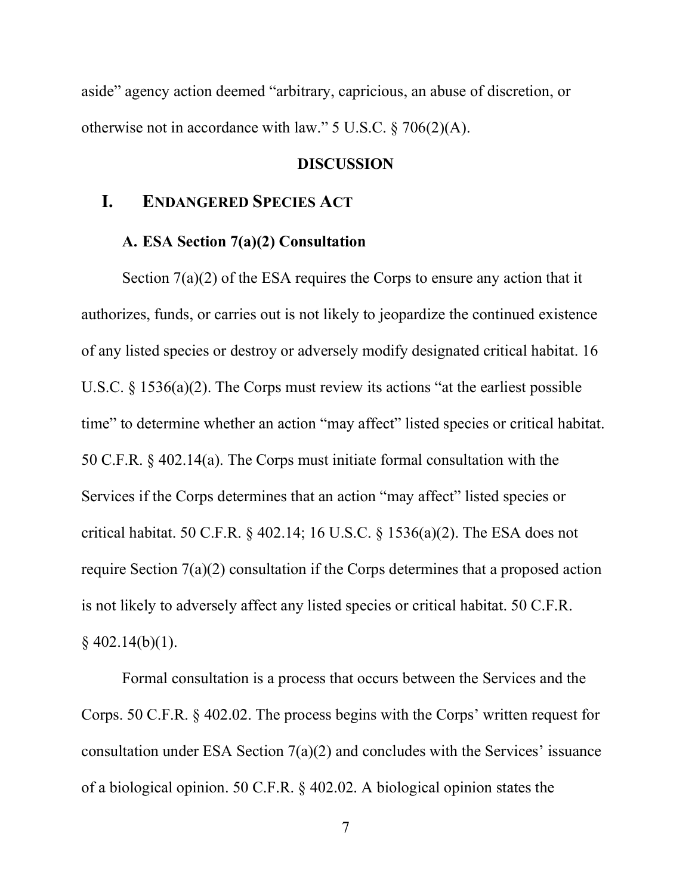aside" agency action deemed "arbitrary, capricious, an abuse of discretion, or otherwise not in accordance with law." 5 U.S.C. § 706(2)(A).

## DISCUSSION

## I. ENDANGERED SPECIES ACT

### A. ESA Section 7(a)(2) Consultation

Section 7(a)(2) of the ESA requires the Corps to ensure any action that it authorizes, funds, or carries out is not likely to jeopardize the continued existence of any listed species or destroy or adversely modify designated critical habitat. 16 U.S.C. § 1536(a)(2). The Corps must review its actions "at the earliest possible time" to determine whether an action "may affect" listed species or critical habitat. 50 C.F.R. § 402.14(a). The Corps must initiate formal consultation with the Services if the Corps determines that an action "may affect" listed species or critical habitat. 50 C.F.R. § 402.14; 16 U.S.C. § 1536(a)(2). The ESA does not require Section 7(a)(2) consultation if the Corps determines that a proposed action is not likely to adversely affect any listed species or critical habitat. 50 C.F.R. § 402.14(b)(1).

Formal consultation is a process that occurs between the Services and the Corps. 50 C.F.R. § 402.02. The process begins with the Corps' written request for consultation under ESA Section 7(a)(2) and concludes with the Services' issuance of a biological opinion. 50 C.F.R. § 402.02. A biological opinion states the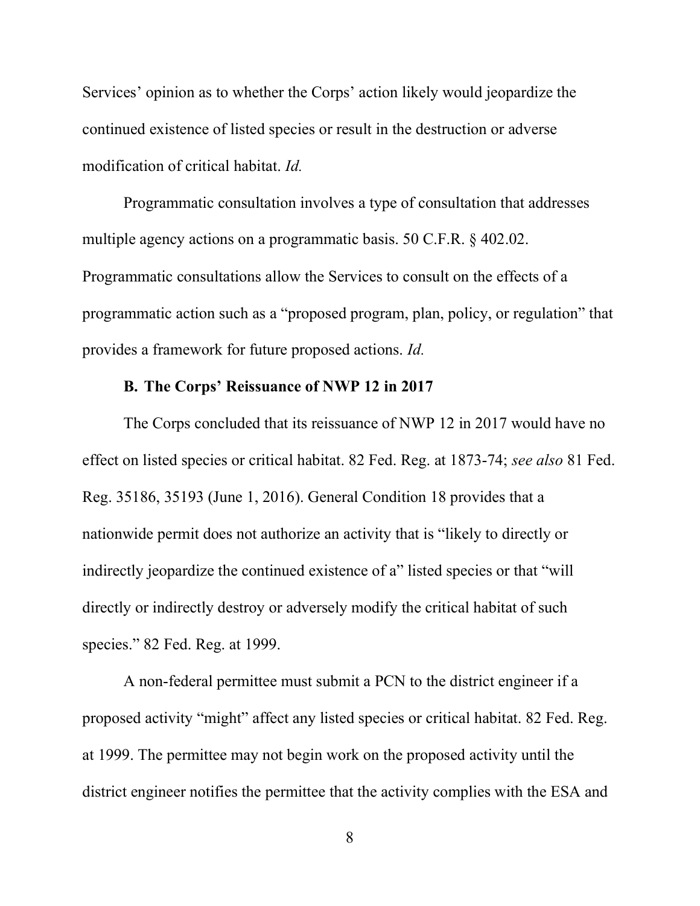Services' opinion as to whether the Corps' action likely would jeopardize the continued existence of listed species or result in the destruction or adverse modification of critical habitat. *Id.*

Programmatic consultation involves a type of consultation that addresses multiple agency actions on a programmatic basis. 50 C.F.R. § 402.02. Programmatic consultations allow the Services to consult on the effects of a programmatic action such as a "proposed program, plan, policy, or regulation" that provides a framework for future proposed actions. *Id.*

### B. The Corps' Reissuance of NWP 12 in 2017

The Corps concluded that its reissuance of NWP 12 in 2017 would have no effect on listed species or critical habitat. 82 Fed. Reg. at 1873-74; *see also* 81 Fed. Reg. 35186, 35193 (June 1, 2016). General Condition 18 provides that a nationwide permit does not authorize an activity that is "likely to directly or indirectly jeopardize the continued existence of a" listed species or that "will directly or indirectly destroy or adversely modify the critical habitat of such species." 82 Fed. Reg. at 1999.

A non-federal permittee must submit a PCN to the district engineer if a proposed activity "might" affect any listed species or critical habitat. 82 Fed. Reg. at 1999. The permittee may not begin work on the proposed activity until the district engineer notifies the permittee that the activity complies with the ESA and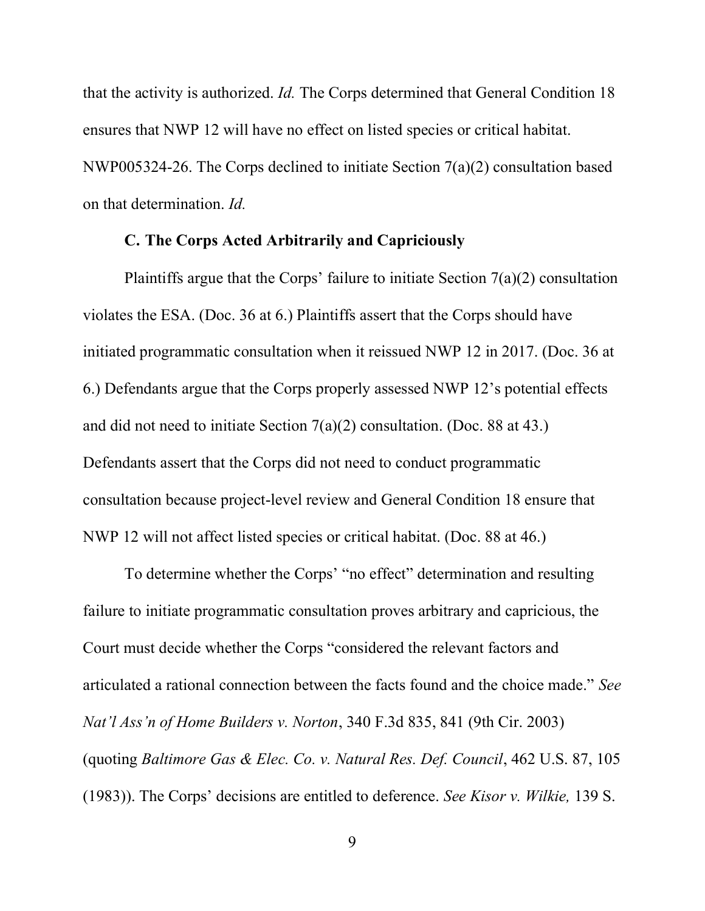that the activity is authorized. *Id.* The Corps determined that General Condition 18 ensures that NWP 12 will have no effect on listed species or critical habitat. NWP005324-26. The Corps declined to initiate Section 7(a)(2) consultation based on that determination. *Id.*

### C. The Corps Acted Arbitrarily and Capriciously

Plaintiffs argue that the Corps' failure to initiate Section 7(a)(2) consultation violates the ESA. (Doc. 36 at 6.) Plaintiffs assert that the Corps should have initiated programmatic consultation when it reissued NWP 12 in 2017. (Doc. 36 at 6.) Defendants argue that the Corps properly assessed NWP 12's potential effects and did not need to initiate Section 7(a)(2) consultation. (Doc. 88 at 43.) Defendants assert that the Corps did not need to conduct programmatic consultation because project-level review and General Condition 18 ensure that NWP 12 will not affect listed species or critical habitat. (Doc. 88 at 46.)

To determine whether the Corps' "no effect" determination and resulting failure to initiate programmatic consultation proves arbitrary and capricious, the Court must decide whether the Corps "considered the relevant factors and articulated a rational connection between the facts found and the choice made." *See Nat'l Ass'n of Home Builders v. Norton*, 340 F.3d 835, 841 (9th Cir. 2003) (quoting *Baltimore Gas & Elec. Co. v. Natural Res. Def. Council*, 462 U.S. 87, 105 (1983)). The Corps' decisions are entitled to deference. *See Kisor v. Wilkie,* 139 S.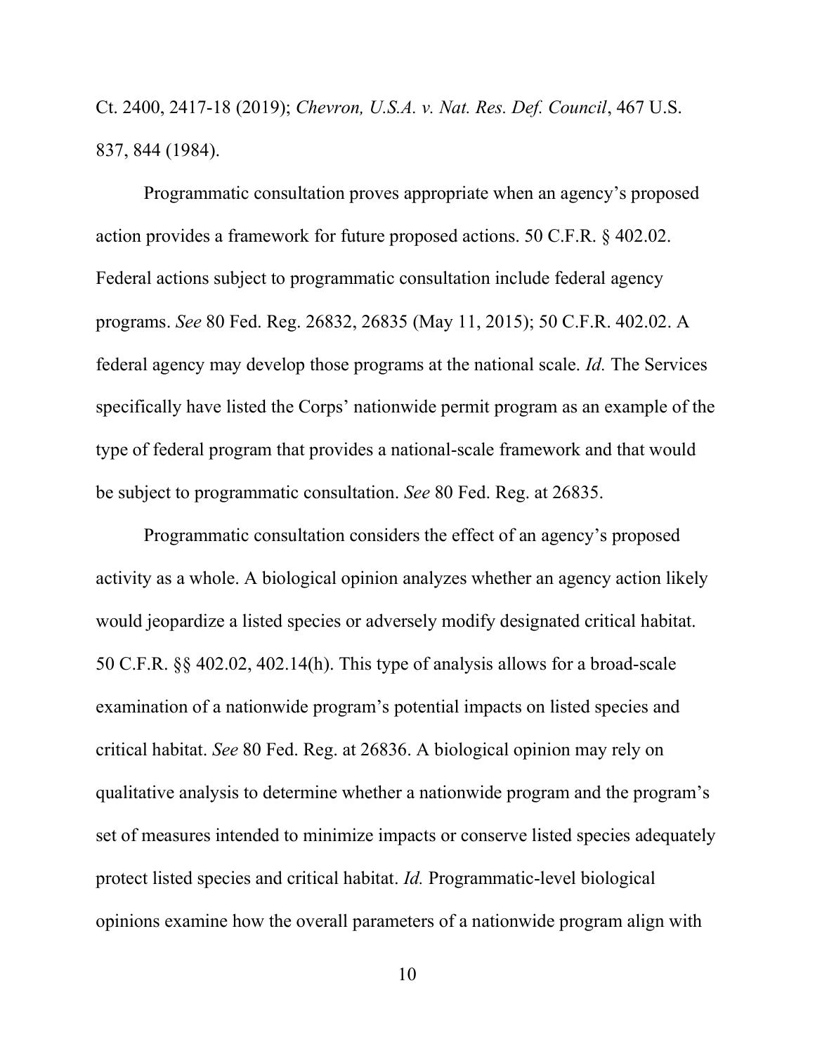Ct. 2400, 2417-18 (2019); *Chevron, U.S.A. v. Nat. Res. Def. Council*, 467 U.S. 837, 844 (1984).

Programmatic consultation proves appropriate when an agency's proposed action provides a framework for future proposed actions. 50 C.F.R. § 402.02. Federal actions subject to programmatic consultation include federal agency programs. *See* 80 Fed. Reg. 26832, 26835 (May 11, 2015); 50 C.F.R. 402.02. A federal agency may develop those programs at the national scale. *Id.* The Services specifically have listed the Corps' nationwide permit program as an example of the type of federal program that provides a national-scale framework and that would be subject to programmatic consultation. *See* 80 Fed. Reg. at 26835.

Programmatic consultation considers the effect of an agency's proposed activity as a whole. A biological opinion analyzes whether an agency action likely would jeopardize a listed species or adversely modify designated critical habitat. 50 C.F.R. §§ 402.02, 402.14(h). This type of analysis allows for a broad-scale examination of a nationwide program's potential impacts on listed species and critical habitat. *See* 80 Fed. Reg. at 26836. A biological opinion may rely on qualitative analysis to determine whether a nationwide program and the program's set of measures intended to minimize impacts or conserve listed species adequately protect listed species and critical habitat. *Id.* Programmatic-level biological opinions examine how the overall parameters of a nationwide program align with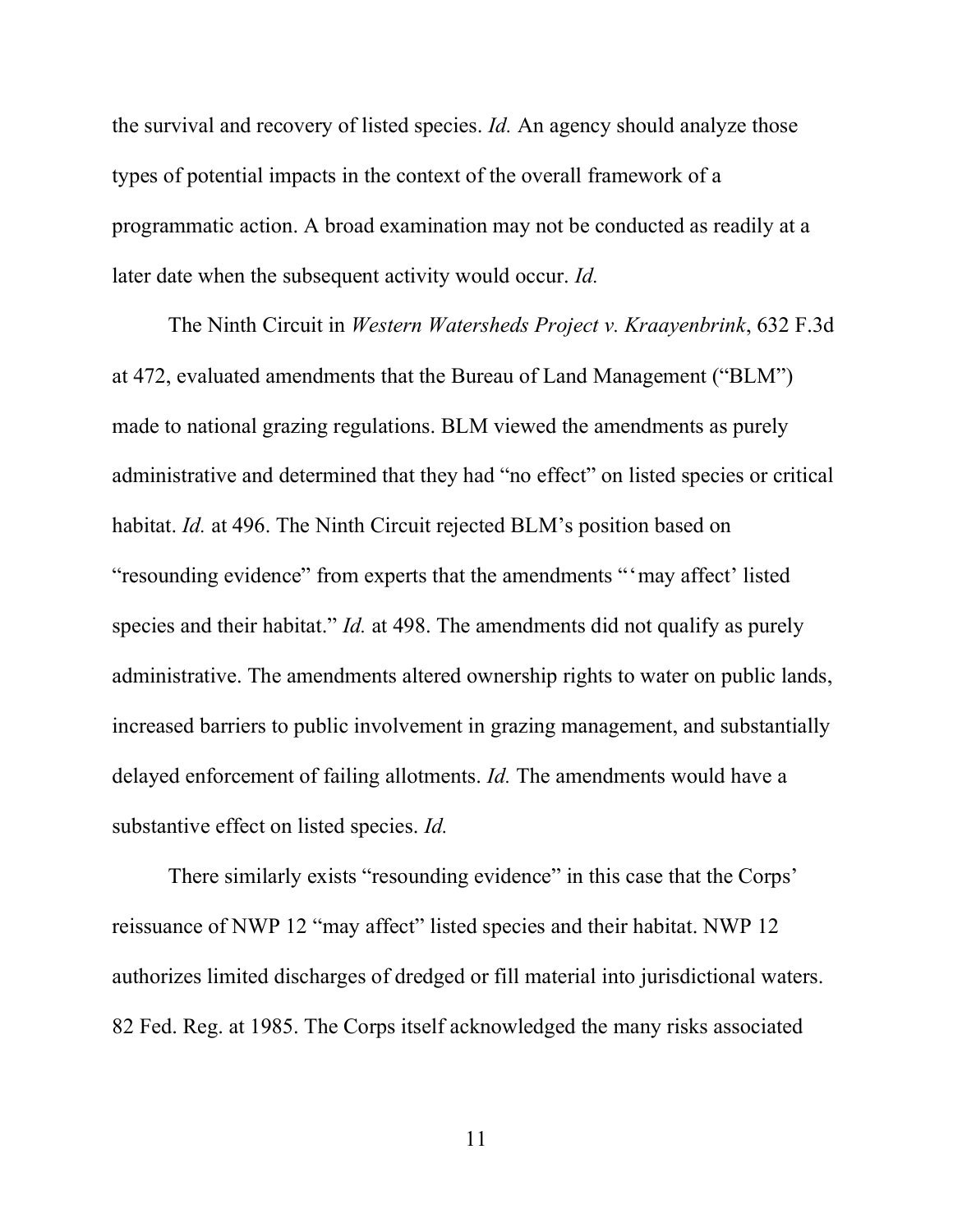the survival and recovery of listed species. *Id.* An agency should analyze those types of potential impacts in the context of the overall framework of a programmatic action. A broad examination may not be conducted as readily at a later date when the subsequent activity would occur. *Id.*

The Ninth Circuit in *Western Watersheds Project v. Kraayenbrink*, 632 F.3d at 472, evaluated amendments that the Bureau of Land Management ("BLM") made to national grazing regulations. BLM viewed the amendments as purely administrative and determined that they had "no effect" on listed species or critical habitat. *Id.* at 496. The Ninth Circuit rejected BLM's position based on "resounding evidence" from experts that the amendments "'may affect' listed species and their habitat." *Id.* at 498. The amendments did not qualify as purely administrative. The amendments altered ownership rights to water on public lands, increased barriers to public involvement in grazing management, and substantially delayed enforcement of failing allotments. *Id.* The amendments would have a substantive effect on listed species. *Id.*

There similarly exists "resounding evidence" in this case that the Corps' reissuance of NWP 12 "may affect" listed species and their habitat. NWP 12 authorizes limited discharges of dredged or fill material into jurisdictional waters. 82 Fed. Reg. at 1985. The Corps itself acknowledged the many risks associated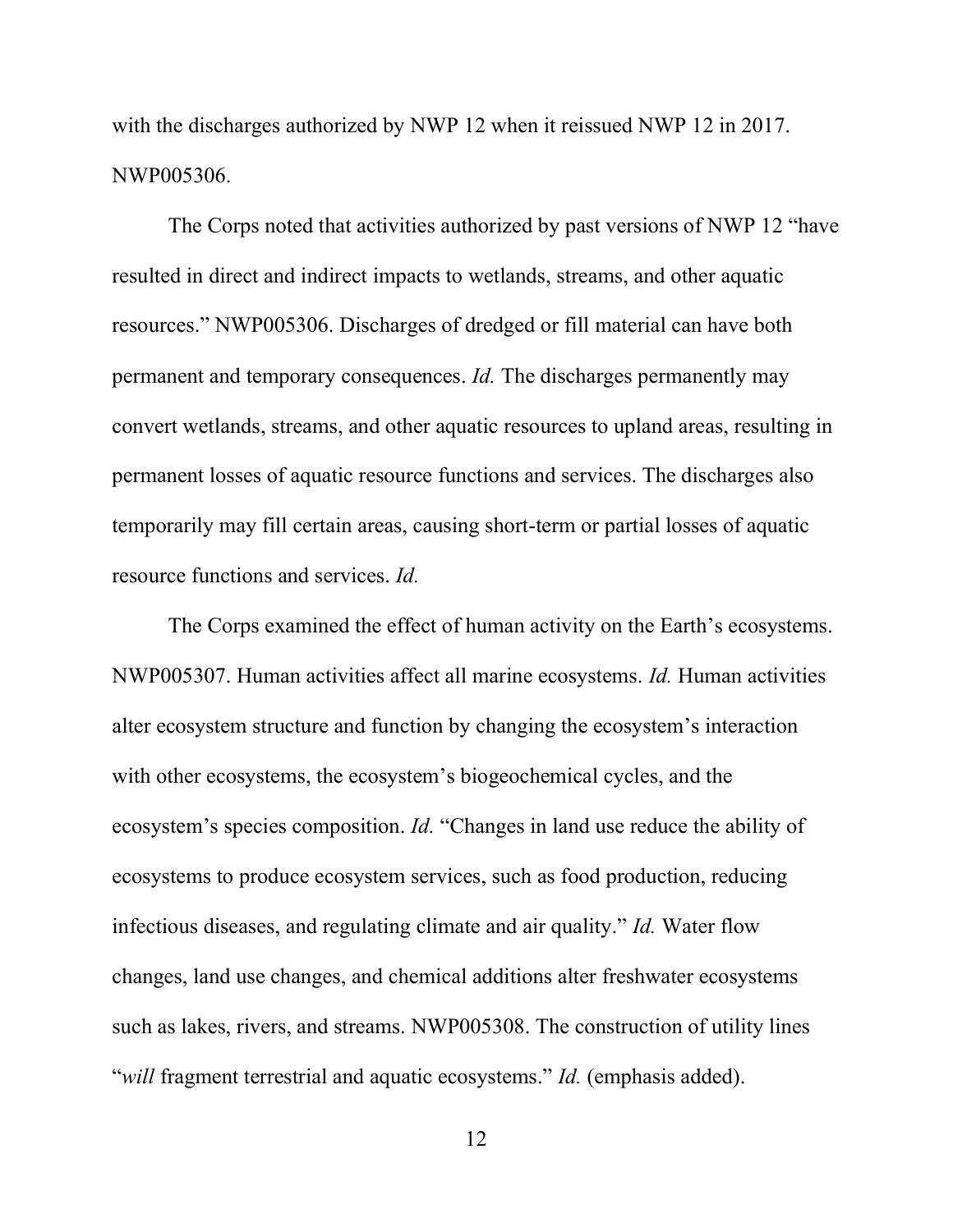with the discharges authorized by NWP 12 when it reissued NWP 12 in 2017. NWP005306.

The Corps noted that activities authorized by past versions of NWP 12 "have resulted in direct and indirect impacts to wetlands, streams, and other aquatic resources." NWP005306. Discharges of dredged or fill material can have both permanent and temporary consequences. *Id.* The discharges permanently may convert wetlands, streams, and other aquatic resources to upland areas, resulting in permanent losses of aquatic resource functions and services. The discharges also temporarily may fill certain areas, causing short-term or partial losses of aquatic resource functions and services. *Id.*

The Corps examined the effect of human activity on the Earth's ecosystems. NWP005307. Human activities affect all marine ecosystems. *Id.* Human activities alter ecosystem structure and function by changing the ecosystem's interaction with other ecosystems, the ecosystem's biogeochemical cycles, and the ecosystem's species composition. *Id.* "Changes in land use reduce the ability of ecosystems to produce ecosystem services, such as food production, reducing infectious diseases, and regulating climate and air quality." *Id.* Water flow changes, land use changes, and chemical additions alter freshwater ecosystems such as lakes, rivers, and streams. NWP005308. The construction of utility lines "*will* fragment terrestrial and aquatic ecosystems." *Id.* (emphasis added).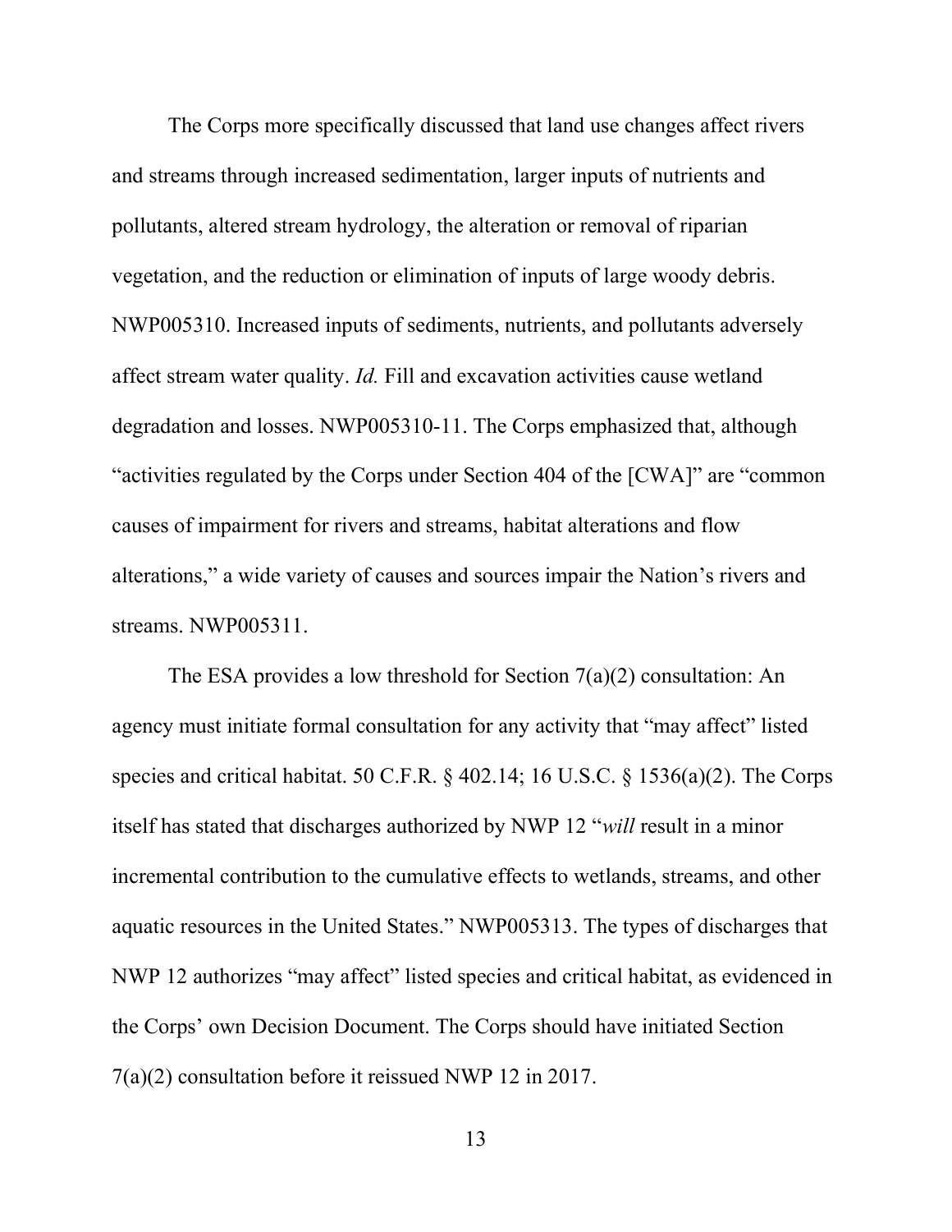The Corps more specifically discussed that land use changes affect rivers and streams through increased sedimentation, larger inputs of nutrients and pollutants, altered stream hydrology, the alteration or removal of riparian vegetation, and the reduction or elimination of inputs of large woody debris. NWP005310. Increased inputs of sediments, nutrients, and pollutants adversely affect stream water quality. *Id.* Fill and excavation activities cause wetland degradation and losses. NWP005310-11. The Corps emphasized that, although "activities regulated by the Corps under Section 404 of the [CWA]" are "common causes of impairment for rivers and streams, habitat alterations and flow alterations," a wide variety of causes and sources impair the Nation's rivers and streams. NWP005311.

The ESA provides a low threshold for Section 7(a)(2) consultation: An agency must initiate formal consultation for any activity that "may affect" listed species and critical habitat. 50 C.F.R. § 402.14; 16 U.S.C. § 1536(a)(2). The Corps itself has stated that discharges authorized by NWP 12 "*will* result in a minor incremental contribution to the cumulative effects to wetlands, streams, and other aquatic resources in the United States." NWP005313. The types of discharges that NWP 12 authorizes "may affect" listed species and critical habitat, as evidenced in the Corps' own Decision Document. The Corps should have initiated Section 7(a)(2) consultation before it reissued NWP 12 in 2017.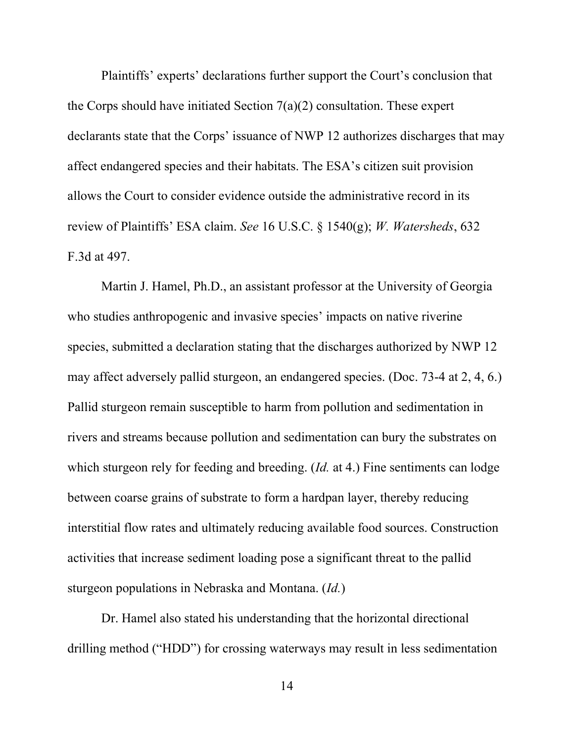Plaintiffs' experts' declarations further support the Court's conclusion that the Corps should have initiated Section 7(a)(2) consultation. These expert declarants state that the Corps' issuance of NWP 12 authorizes discharges that may affect endangered species and their habitats. The ESA's citizen suit provision allows the Court to consider evidence outside the administrative record in its review of Plaintiffs' ESA claim. *See* 16 U.S.C. § 1540(g); *W. Watersheds*, 632 F.3d at 497.

Martin J. Hamel, Ph.D., an assistant professor at the University of Georgia who studies anthropogenic and invasive species' impacts on native riverine species, submitted a declaration stating that the discharges authorized by NWP 12 may affect adversely pallid sturgeon, an endangered species. (Doc. 73-4 at 2, 4, 6.) Pallid sturgeon remain susceptible to harm from pollution and sedimentation in rivers and streams because pollution and sedimentation can bury the substrates on which sturgeon rely for feeding and breeding. (*Id.* at 4.) Fine sentiments can lodge between coarse grains of substrate to form a hardpan layer, thereby reducing interstitial flow rates and ultimately reducing available food sources. Construction activities that increase sediment loading pose a significant threat to the pallid sturgeon populations in Nebraska and Montana. (*Id.*)

Dr. Hamel also stated his understanding that the horizontal directional drilling method ("HDD") for crossing waterways may result in less sedimentation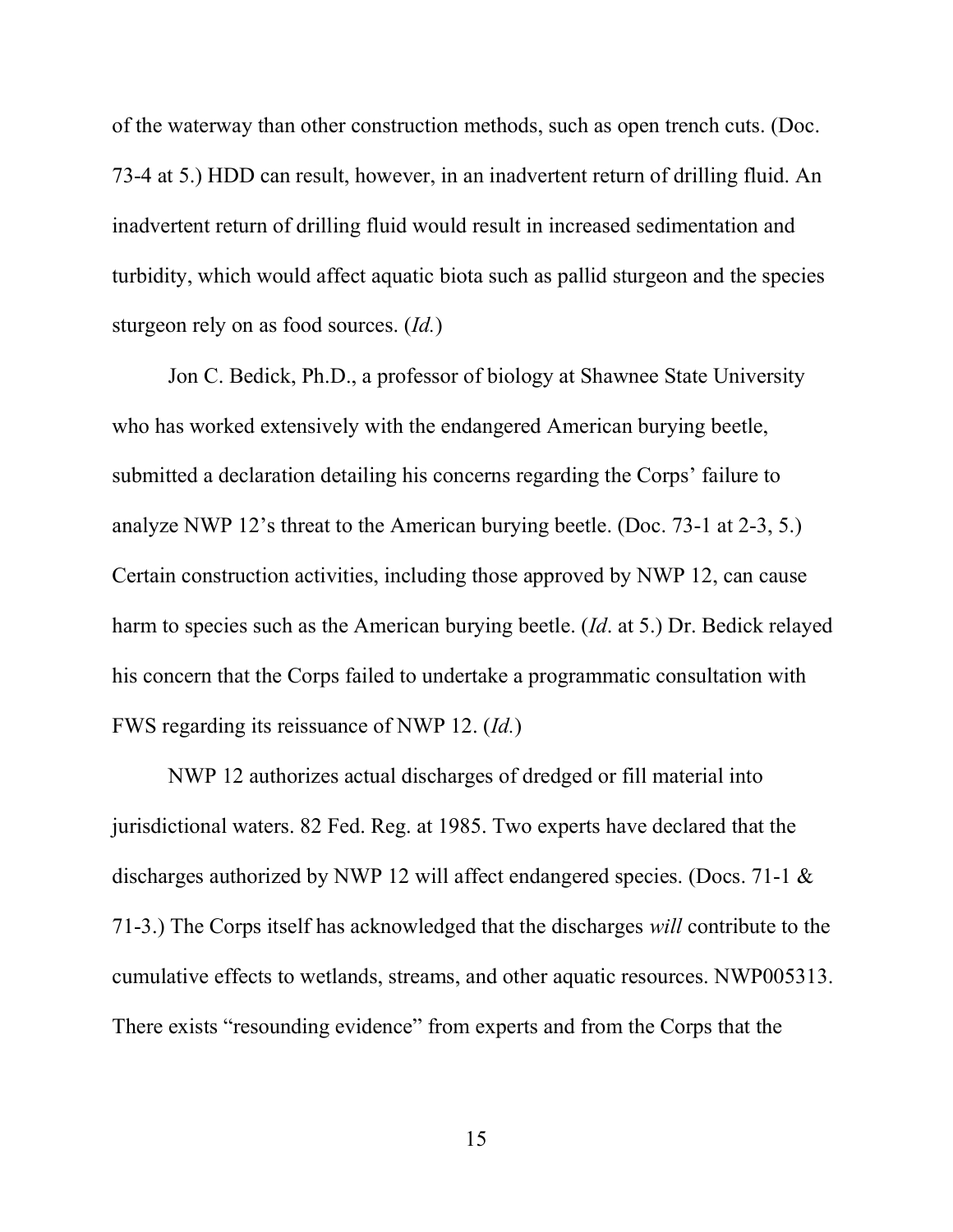of the waterway than other construction methods, such as open trench cuts. (Doc. 73-4 at 5.) HDD can result, however, in an inadvertent return of drilling fluid. An inadvertent return of drilling fluid would result in increased sedimentation and turbidity, which would affect aquatic biota such as pallid sturgeon and the species sturgeon rely on as food sources. (*Id.*)

Jon C. Bedick, Ph.D., a professor of biology at Shawnee State University who has worked extensively with the endangered American burying beetle, submitted a declaration detailing his concerns regarding the Corps' failure to analyze NWP 12's threat to the American burying beetle. (Doc. 73-1 at 2-3, 5.) Certain construction activities, including those approved by NWP 12, can cause harm to species such as the American burying beetle. (*Id*. at 5.) Dr. Bedick relayed his concern that the Corps failed to undertake a programmatic consultation with FWS regarding its reissuance of NWP 12. (*Id.*)

NWP 12 authorizes actual discharges of dredged or fill material into jurisdictional waters. 82 Fed. Reg. at 1985. Two experts have declared that the discharges authorized by NWP 12 will affect endangered species. (Docs. 71-1 & 71-3.) The Corps itself has acknowledged that the discharges *will* contribute to the cumulative effects to wetlands, streams, and other aquatic resources. NWP005313. There exists "resounding evidence" from experts and from the Corps that the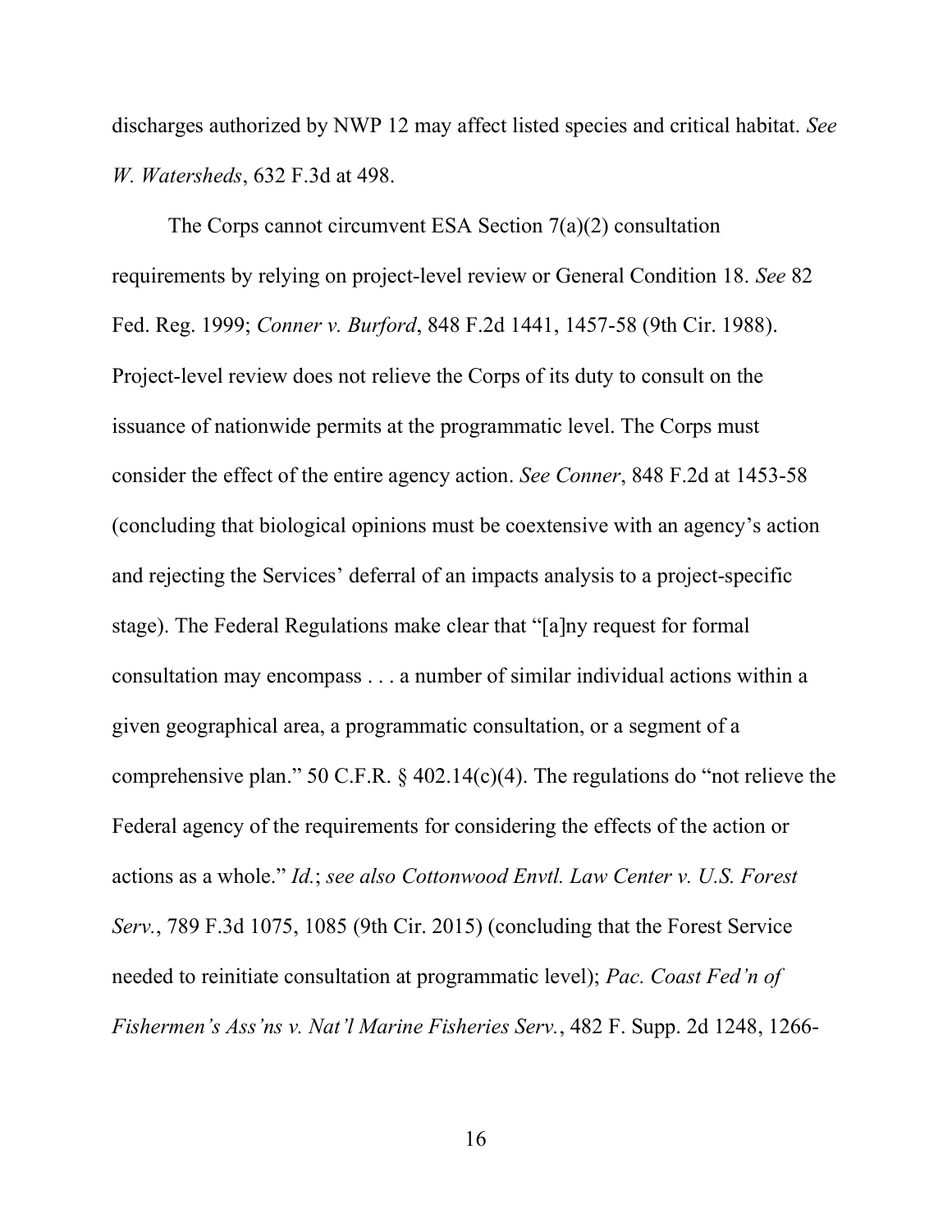discharges authorized by NWP 12 may affect listed species and critical habitat. *See W. Watersheds*, 632 F.3d at 498.

The Corps cannot circumvent ESA Section 7(a)(2) consultation requirements by relying on project-level review or General Condition 18. *See* 82 Fed. Reg. 1999; *Conner v. Burford*, 848 F.2d 1441, 1457-58 (9th Cir. 1988). Project-level review does not relieve the Corps of its duty to consult on the issuance of nationwide permits at the programmatic level. The Corps must consider the effect of the entire agency action. *See Conner*, 848 F.2d at 1453-58 (concluding that biological opinions must be coextensive with an agency's action and rejecting the Services' deferral of an impacts analysis to a project-specific stage). The Federal Regulations make clear that "[a]ny request for formal consultation may encompass . . . a number of similar individual actions within a given geographical area, a programmatic consultation, or a segment of a comprehensive plan." 50 C.F.R. § 402.14(c)(4). The regulations do "not relieve the Federal agency of the requirements for considering the effects of the action or actions as a whole." *Id.*; *see also Cottonwood Envtl. Law Center v. U.S. Forest Serv.*, 789 F.3d 1075, 1085 (9th Cir. 2015) (concluding that the Forest Service needed to reinitiate consultation at programmatic level); *Pac. Coast Fed'n of Fishermen's Ass'ns v. Nat'l Marine Fisheries Serv.*, 482 F. Supp. 2d 1248, 1266-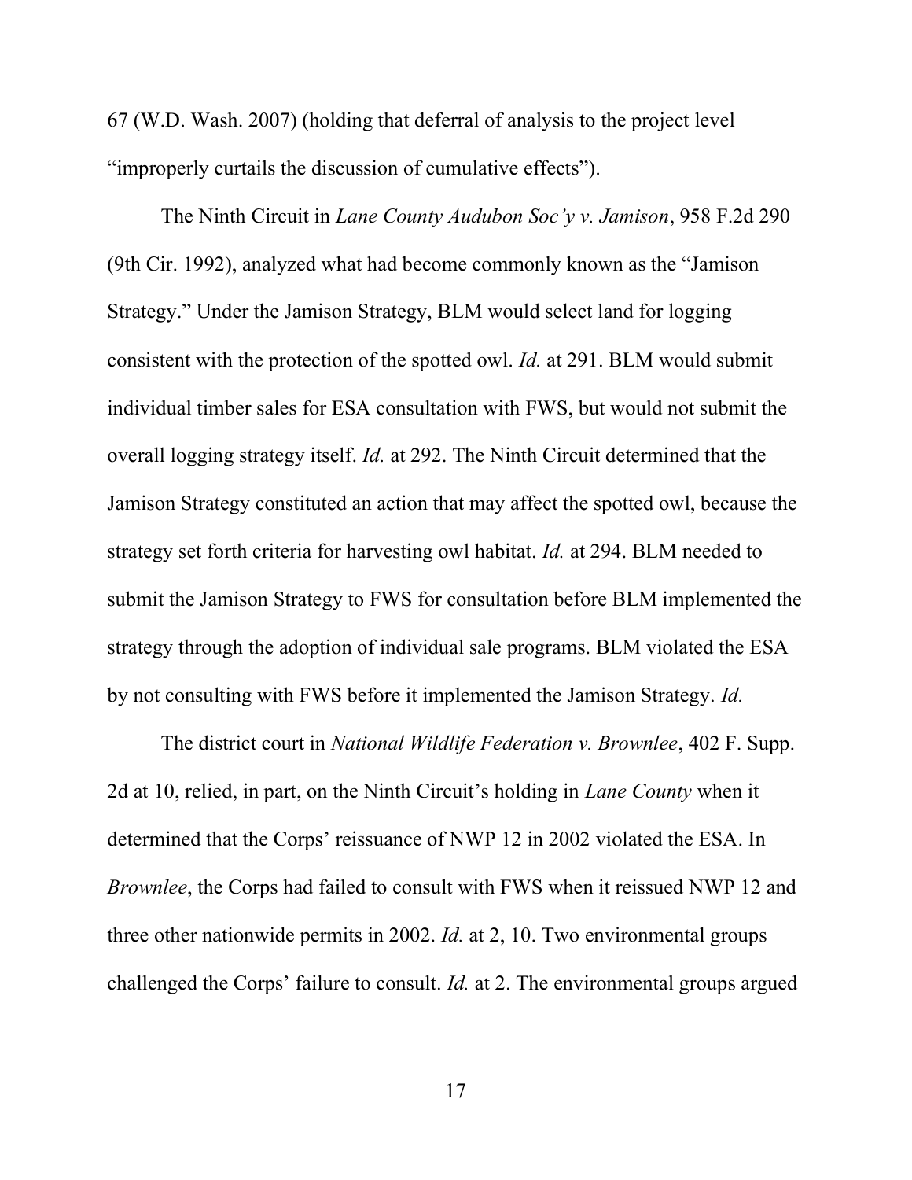67 (W.D. Wash. 2007) (holding that deferral of analysis to the project level "improperly curtails the discussion of cumulative effects").

The Ninth Circuit in *Lane County Audubon Soc'y v. Jamison*, 958 F.2d 290 (9th Cir. 1992), analyzed what had become commonly known as the "Jamison Strategy." Under the Jamison Strategy, BLM would select land for logging consistent with the protection of the spotted owl. *Id.* at 291. BLM would submit individual timber sales for ESA consultation with FWS, but would not submit the overall logging strategy itself. *Id.* at 292. The Ninth Circuit determined that the Jamison Strategy constituted an action that may affect the spotted owl, because the strategy set forth criteria for harvesting owl habitat. *Id.* at 294. BLM needed to submit the Jamison Strategy to FWS for consultation before BLM implemented the strategy through the adoption of individual sale programs. BLM violated the ESA by not consulting with FWS before it implemented the Jamison Strategy. *Id.*

The district court in *National Wildlife Federation v. Brownlee*, 402 F. Supp. 2d at 10, relied, in part, on the Ninth Circuit's holding in *Lane County* when it determined that the Corps' reissuance of NWP 12 in 2002 violated the ESA. In *Brownlee*, the Corps had failed to consult with FWS when it reissued NWP 12 and three other nationwide permits in 2002. *Id.* at 2, 10. Two environmental groups challenged the Corps' failure to consult. *Id.* at 2. The environmental groups argued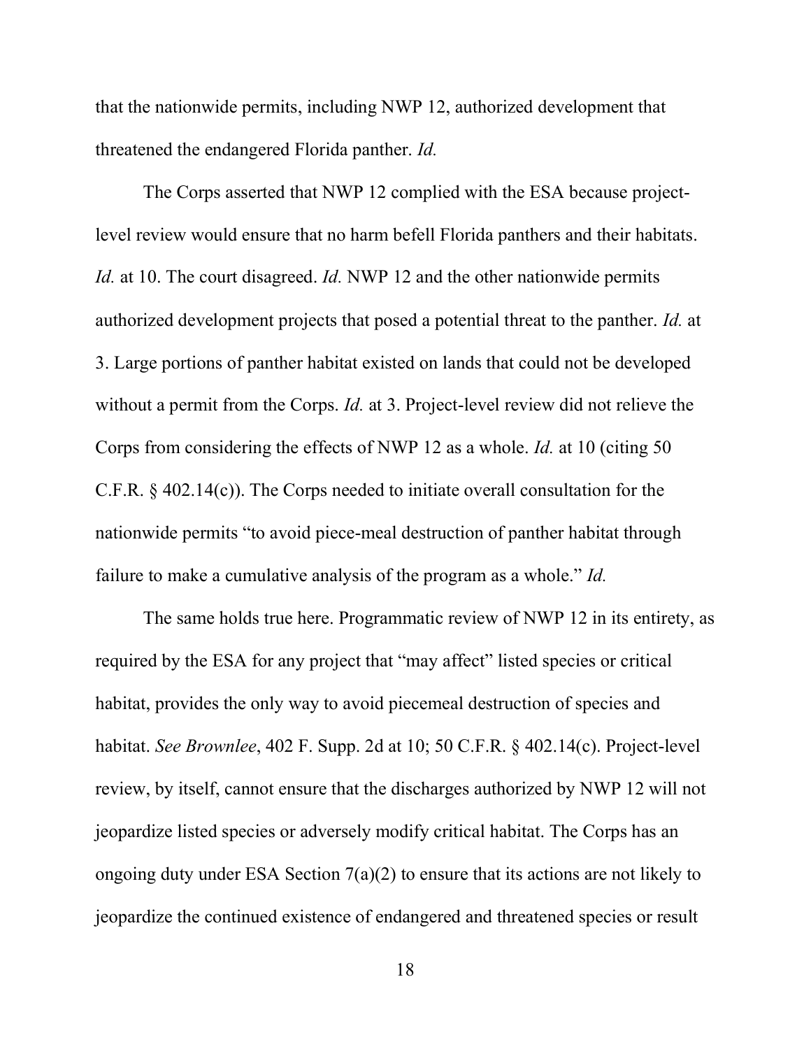that the nationwide permits, including NWP 12, authorized development that threatened the endangered Florida panther. *Id.*

The Corps asserted that NWP 12 complied with the ESA because project-level review would ensure that no harm befell Florida panthers and their habitats. *Id.* at 10. The court disagreed. *Id.* NWP 12 and the other nationwide permits authorized development projects that posed a potential threat to the panther. *Id.* at 3. Large portions of panther habitat existed on lands that could not be developed without a permit from the Corps. *Id.* at 3. Project-level review did not relieve the Corps from considering the effects of NWP 12 as a whole. *Id.* at 10 (citing 50 C.F.R. § 402.14(c)). The Corps needed to initiate overall consultation for the nationwide permits "to avoid piece-meal destruction of panther habitat through failure to make a cumulative analysis of the program as a whole." *Id.*

The same holds true here. Programmatic review of NWP 12 in its entirety, as required by the ESA for any project that "may affect" listed species or critical habitat, provides the only way to avoid piecemeal destruction of species and habitat. *See Brownlee*, 402 F. Supp. 2d at 10; 50 C.F.R. § 402.14(c). Project-level review, by itself, cannot ensure that the discharges authorized by NWP 12 will not jeopardize listed species or adversely modify critical habitat. The Corps has an ongoing duty under ESA Section 7(a)(2) to ensure that its actions are not likely to jeopardize the continued existence of endangered and threatened species or result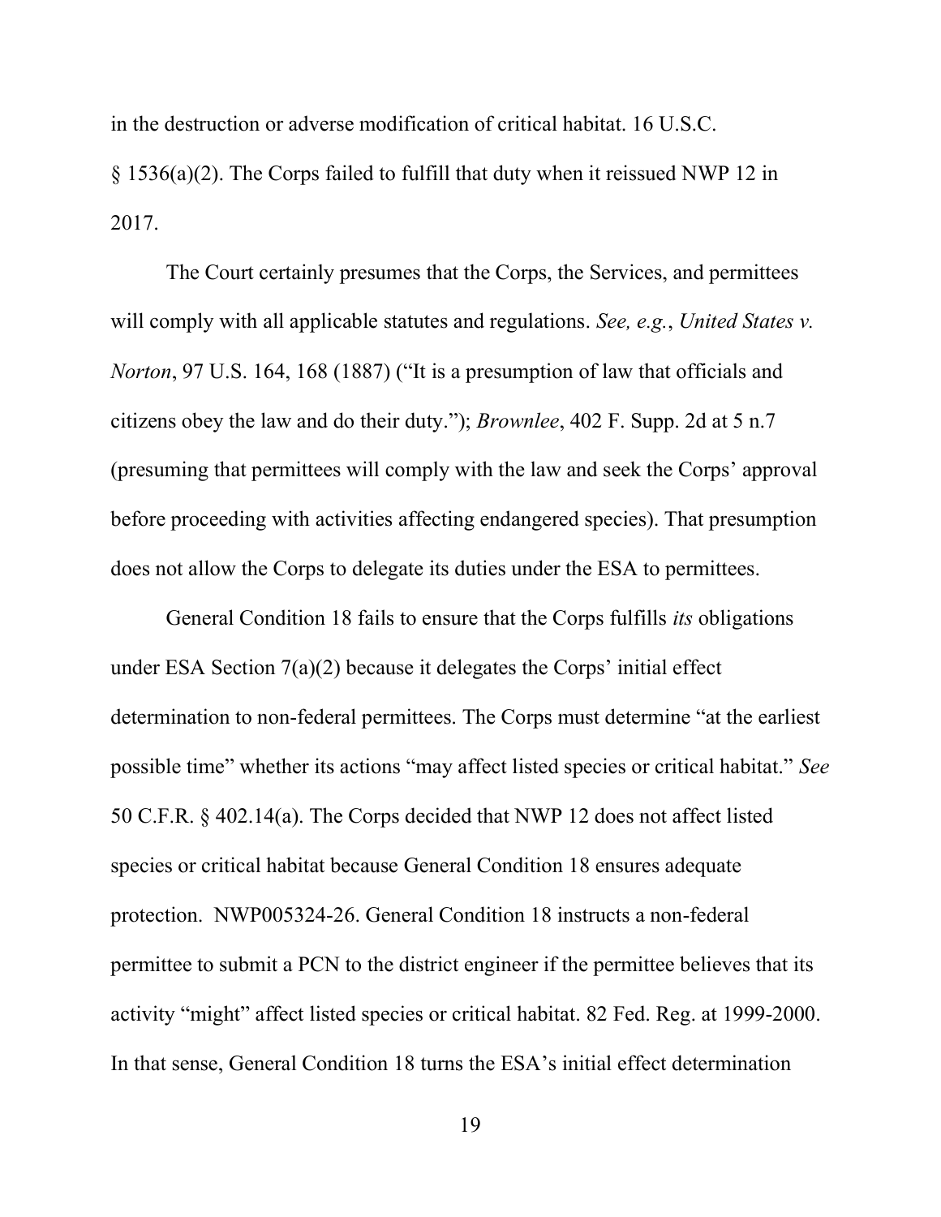in the destruction or adverse modification of critical habitat. 16 U.S.C. § 1536(a)(2). The Corps failed to fulfill that duty when it reissued NWP 12 in 2017.

The Court certainly presumes that the Corps, the Services, and permittees will comply with all applicable statutes and regulations. *See, e.g.*, *United States v. Norton*, 97 U.S. 164, 168 (1887) ("It is a presumption of law that officials and citizens obey the law and do their duty."); *Brownlee*, 402 F. Supp. 2d at 5 n.7 (presuming that permittees will comply with the law and seek the Corps' approval before proceeding with activities affecting endangered species). That presumption does not allow the Corps to delegate its duties under the ESA to permittees.

General Condition 18 fails to ensure that the Corps fulfills *its* obligations under ESA Section 7(a)(2) because it delegates the Corps' initial effect determination to non-federal permittees. The Corps must determine "at the earliest possible time" whether its actions "may affect listed species or critical habitat." *See* 50 C.F.R. § 402.14(a). The Corps decided that NWP 12 does not affect listed species or critical habitat because General Condition 18 ensures adequate protection. NWP005324-26. General Condition 18 instructs a non-federal permittee to submit a PCN to the district engineer if the permittee believes that its activity "might" affect listed species or critical habitat. 82 Fed. Reg. at 1999-2000. In that sense, General Condition 18 turns the ESA's initial effect determination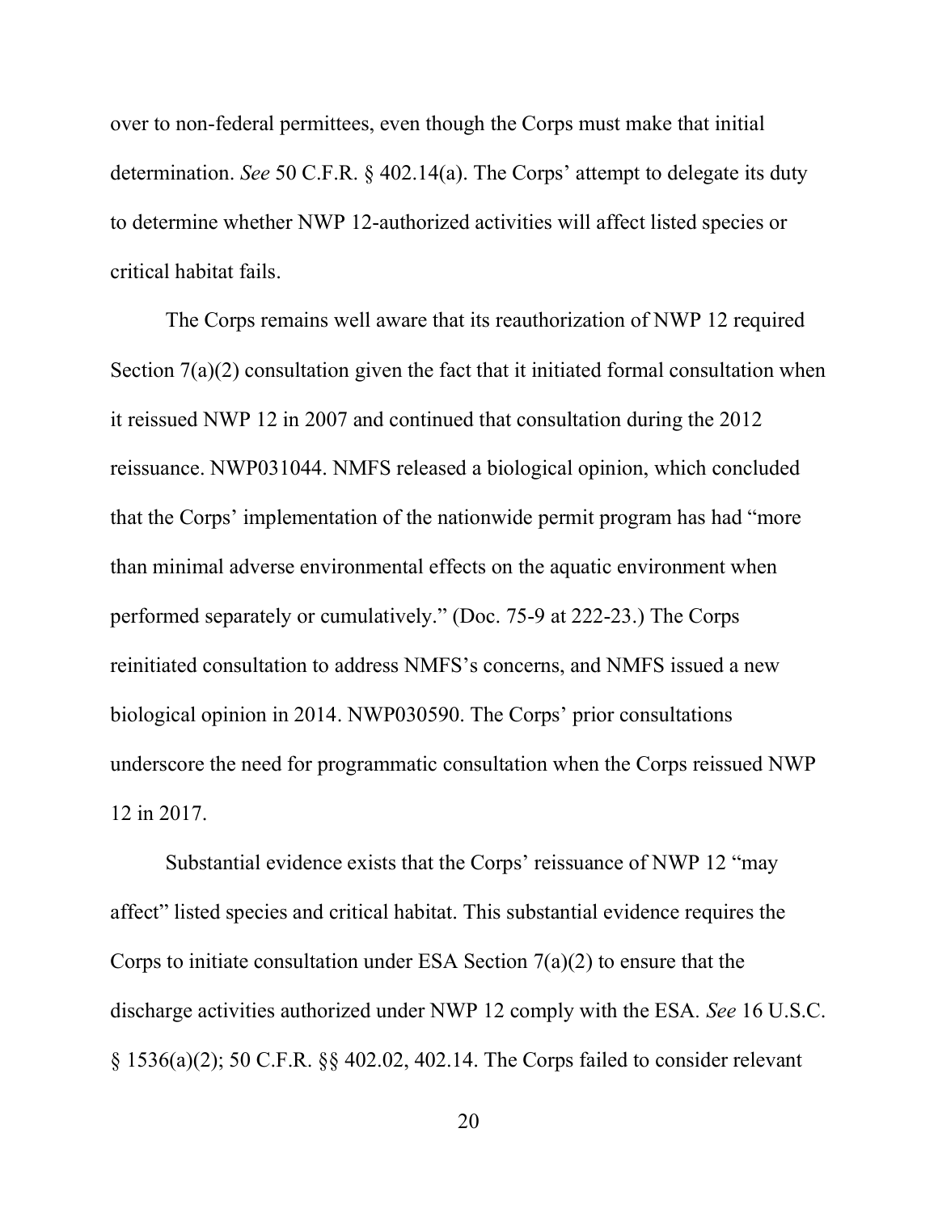over to non-federal permittees, even though the Corps must make that initial determination. *See* 50 C.F.R. § 402.14(a). The Corps' attempt to delegate its duty to determine whether NWP 12-authorized activities will affect listed species or critical habitat fails.

The Corps remains well aware that its reauthorization of NWP 12 required Section 7(a)(2) consultation given the fact that it initiated formal consultation when it reissued NWP 12 in 2007 and continued that consultation during the 2012 reissuance. NWP031044. NMFS released a biological opinion, which concluded that the Corps' implementation of the nationwide permit program has had "more than minimal adverse environmental effects on the aquatic environment when performed separately or cumulatively." (Doc. 75-9 at 222-23.) The Corps reinitiated consultation to address NMFS's concerns, and NMFS issued a new biological opinion in 2014. NWP030590. The Corps' prior consultations underscore the need for programmatic consultation when the Corps reissued NWP 12 in 2017.

Substantial evidence exists that the Corps' reissuance of NWP 12 "may affect" listed species and critical habitat. This substantial evidence requires the Corps to initiate consultation under ESA Section 7(a)(2) to ensure that the discharge activities authorized under NWP 12 comply with the ESA. *See* 16 U.S.C. § 1536(a)(2); 50 C.F.R. §§ 402.02, 402.14. The Corps failed to consider relevant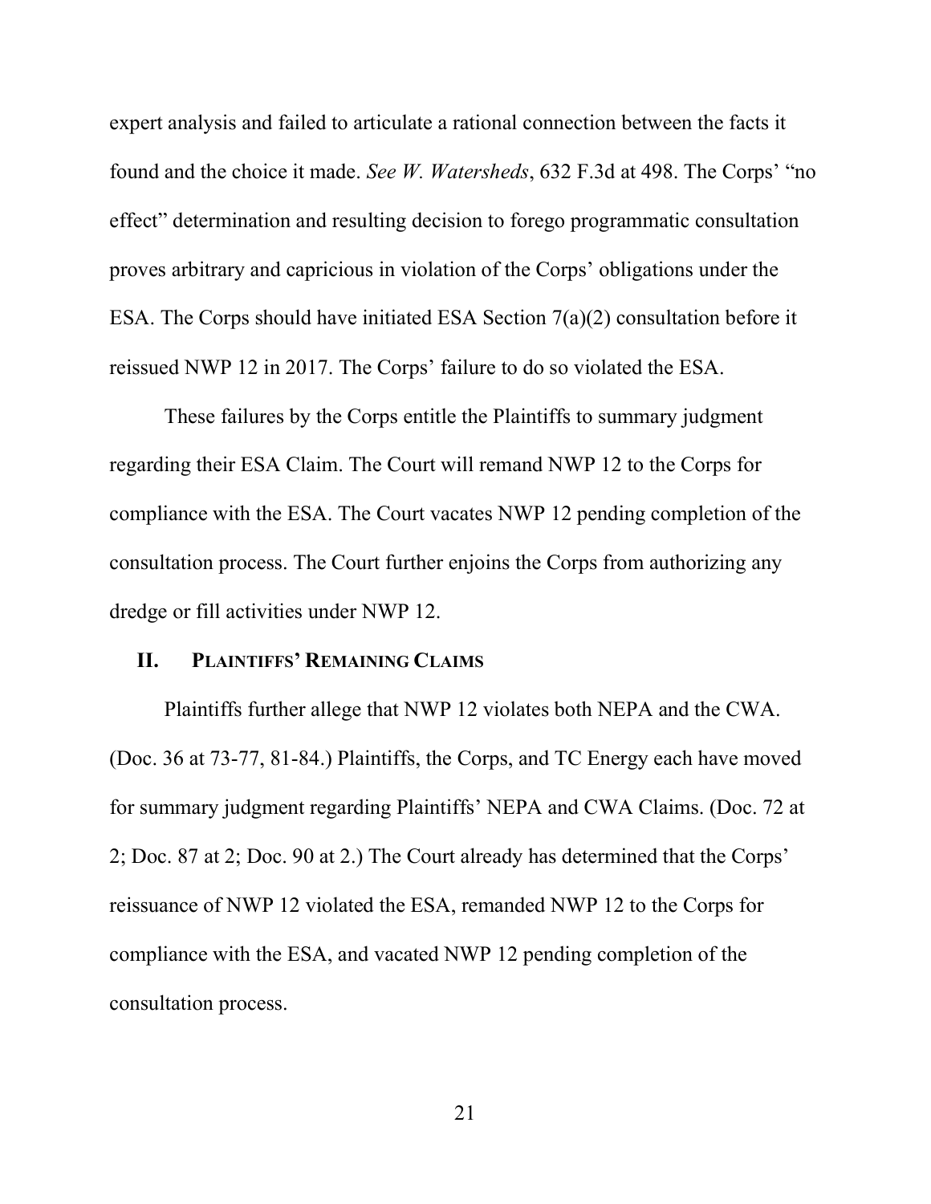expert analysis and failed to articulate a rational connection between the facts it found and the choice it made. *See W. Watersheds*, 632 F.3d at 498. The Corps' "no effect" determination and resulting decision to forego programmatic consultation proves arbitrary and capricious in violation of the Corps' obligations under the ESA. The Corps should have initiated ESA Section 7(a)(2) consultation before it reissued NWP 12 in 2017. The Corps' failure to do so violated the ESA.

These failures by the Corps entitle the Plaintiffs to summary judgment regarding their ESA Claim. The Court will remand NWP 12 to the Corps for compliance with the ESA. The Court vacates NWP 12 pending completion of the consultation process. The Court further enjoins the Corps from authorizing any dredge or fill activities under NWP 12.

## II. PLAINTIFFS' REMAINING CLAIMS

Plaintiffs further allege that NWP 12 violates both NEPA and the CWA. (Doc. 36 at 73-77, 81-84.) Plaintiffs, the Corps, and TC Energy each have moved for summary judgment regarding Plaintiffs' NEPA and CWA Claims. (Doc. 72 at 2; Doc. 87 at 2; Doc. 90 at 2.) The Court already has determined that the Corps' reissuance of NWP 12 violated the ESA, remanded NWP 12 to the Corps for compliance with the ESA, and vacated NWP 12 pending completion of the consultation process.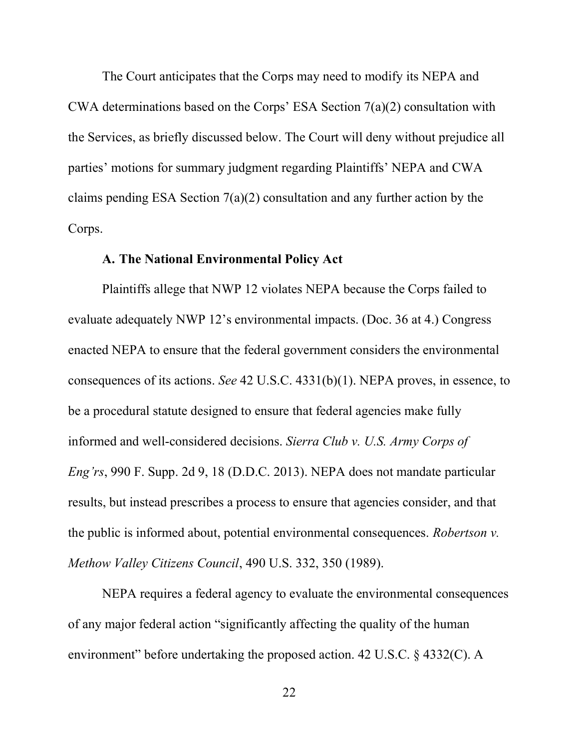The Court anticipates that the Corps may need to modify its NEPA and CWA determinations based on the Corps' ESA Section 7(a)(2) consultation with the Services, as briefly discussed below. The Court will deny without prejudice all parties' motions for summary judgment regarding Plaintiffs' NEPA and CWA claims pending ESA Section 7(a)(2) consultation and any further action by the Corps.

### A. The National Environmental Policy Act

Plaintiffs allege that NWP 12 violates NEPA because the Corps failed to evaluate adequately NWP 12's environmental impacts. (Doc. 36 at 4.) Congress enacted NEPA to ensure that the federal government considers the environmental consequences of its actions. *See* 42 U.S.C. 4331(b)(1). NEPA proves, in essence, to be a procedural statute designed to ensure that federal agencies make fully informed and well-considered decisions. *Sierra Club v. U.S. Army Corps of Eng'rs*, 990 F. Supp. 2d 9, 18 (D.D.C. 2013). NEPA does not mandate particular results, but instead prescribes a process to ensure that agencies consider, and that the public is informed about, potential environmental consequences. *Robertson v. Methow Valley Citizens Council*, 490 U.S. 332, 350 (1989).

NEPA requires a federal agency to evaluate the environmental consequences of any major federal action "significantly affecting the quality of the human environment" before undertaking the proposed action. 42 U.S.C. § 4332(C). A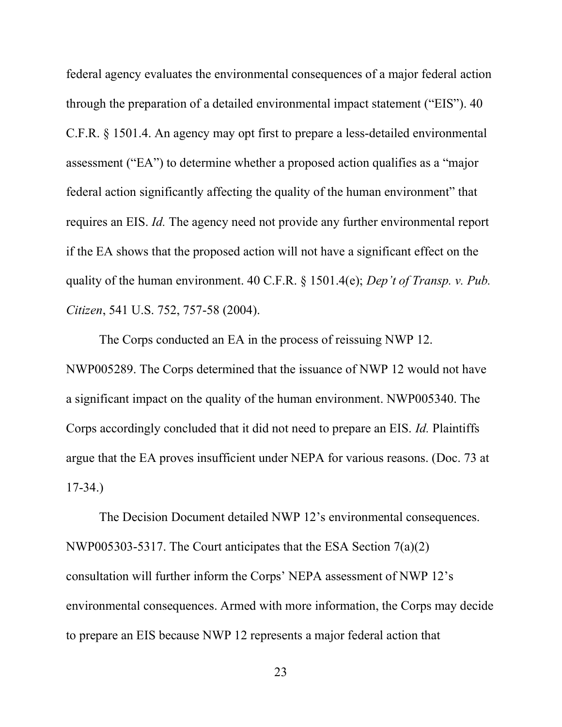federal agency evaluates the environmental consequences of a major federal action through the preparation of a detailed environmental impact statement ("EIS"). 40 C.F.R. § 1501.4. An agency may opt first to prepare a less-detailed environmental assessment ("EA") to determine whether a proposed action qualifies as a "major federal action significantly affecting the quality of the human environment" that requires an EIS. *Id.* The agency need not provide any further environmental report if the EA shows that the proposed action will not have a significant effect on the quality of the human environment. 40 C.F.R. § 1501.4(e); *Dep't of Transp. v. Pub. Citizen*, 541 U.S. 752, 757-58 (2004).

The Corps conducted an EA in the process of reissuing NWP 12. NWP005289. The Corps determined that the issuance of NWP 12 would not have a significant impact on the quality of the human environment. NWP005340. The Corps accordingly concluded that it did not need to prepare an EIS. *Id.* Plaintiffs argue that the EA proves insufficient under NEPA for various reasons. (Doc. 73 at 17-34.)

The Decision Document detailed NWP 12's environmental consequences. NWP005303-5317. The Court anticipates that the ESA Section 7(a)(2) consultation will further inform the Corps' NEPA assessment of NWP 12's environmental consequences. Armed with more information, the Corps may decide to prepare an EIS because NWP 12 represents a major federal action that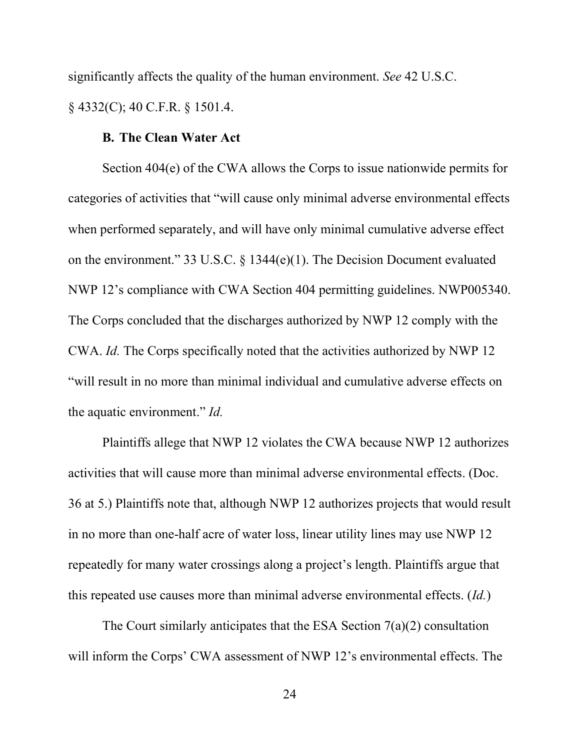significantly affects the quality of the human environment. *See* 42 U.S.C. § 4332(C); 40 C.F.R. § 1501.4.

### B. The Clean Water Act

Section 404(e) of the CWA allows the Corps to issue nationwide permits for categories of activities that "will cause only minimal adverse environmental effects when performed separately, and will have only minimal cumulative adverse effect on the environment." 33 U.S.C. § 1344(e)(1). The Decision Document evaluated NWP 12's compliance with CWA Section 404 permitting guidelines. NWP005340. The Corps concluded that the discharges authorized by NWP 12 comply with the CWA. *Id.* The Corps specifically noted that the activities authorized by NWP 12 "will result in no more than minimal individual and cumulative adverse effects on the aquatic environment." *Id.*

Plaintiffs allege that NWP 12 violates the CWA because NWP 12 authorizes activities that will cause more than minimal adverse environmental effects. (Doc. 36 at 5.) Plaintiffs note that, although NWP 12 authorizes projects that would result in no more than one-half acre of water loss, linear utility lines may use NWP 12 repeatedly for many water crossings along a project's length. Plaintiffs argue that this repeated use causes more than minimal adverse environmental effects. (*Id.*)

The Court similarly anticipates that the ESA Section 7(a)(2) consultation will inform the Corps' CWA assessment of NWP 12's environmental effects. The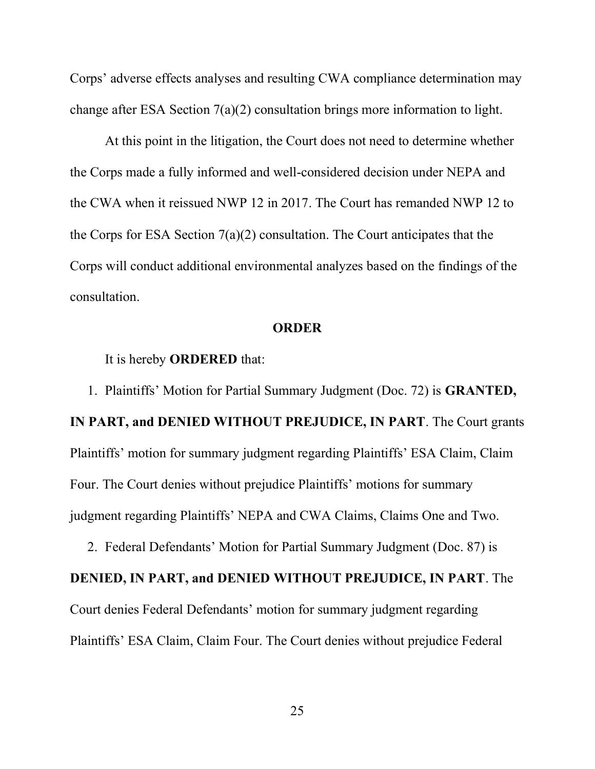Corps' adverse effects analyses and resulting CWA compliance determination may change after ESA Section 7(a)(2) consultation brings more information to light.

At this point in the litigation, the Court does not need to determine whether the Corps made a fully informed and well-considered decision under NEPA and the CWA when it reissued NWP 12 in 2017. The Court has remanded NWP 12 to the Corps for ESA Section 7(a)(2) consultation. The Court anticipates that the Corps will conduct additional environmental analyzes based on the findings of the consultation.

## ORDER

It is hereby **ORDERED** that:

1. Plaintiffs' Motion for Partial Summary Judgment (Doc. 72) is **GRANTED, IN PART, and DENIED WITHOUT PREJUDICE, IN PART**. The Court grants Plaintiffs' motion for summary judgment regarding Plaintiffs' ESA Claim, Claim Four. The Court denies without prejudice Plaintiffs' motions for summary judgment regarding Plaintiffs' NEPA and CWA Claims, Claims One and Two.

2. Federal Defendants' Motion for Partial Summary Judgment (Doc. 87) is **DENIED, IN PART, and DENIED WITHOUT PREJUDICE, IN PART**. The Court denies Federal Defendants' motion for summary judgment regarding Plaintiffs' ESA Claim, Claim Four. The Court denies without prejudice Federal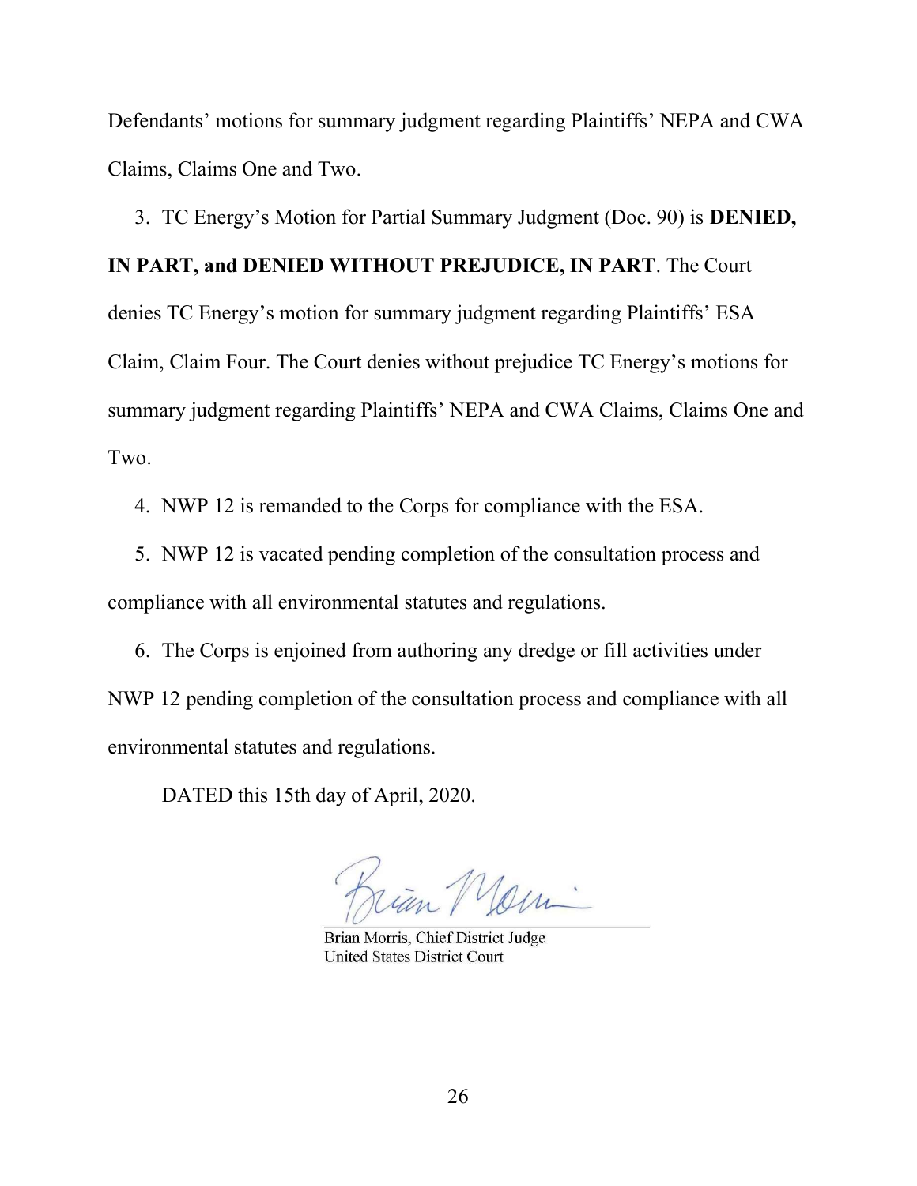Defendants' motions for summary judgment regarding Plaintiffs' NEPA and CWA Claims, Claims One and Two.

3. TC Energy's Motion for Partial Summary Judgment (Doc. 90) is **DENIED, IN PART, and DENIED WITHOUT PREJUDICE, IN PART**. The Court denies TC Energy's motion for summary judgment regarding Plaintiffs' ESA Claim, Claim Four. The Court denies without prejudice TC Energy's motions for summary judgment regarding Plaintiffs' NEPA and CWA Claims, Claims One and Two.

4. NWP 12 is remanded to the Corps for compliance with the ESA.

5. NWP 12 is vacated pending completion of the consultation process and compliance with all environmental statutes and regulations.

6. The Corps is enjoined from authoring any dredge or fill activities under NWP 12 pending completion of the consultation process and compliance with all environmental statutes and regulations.

DATED this 15th day of April, 2020.

Brian Morris, Chief District Judge
United States District Court